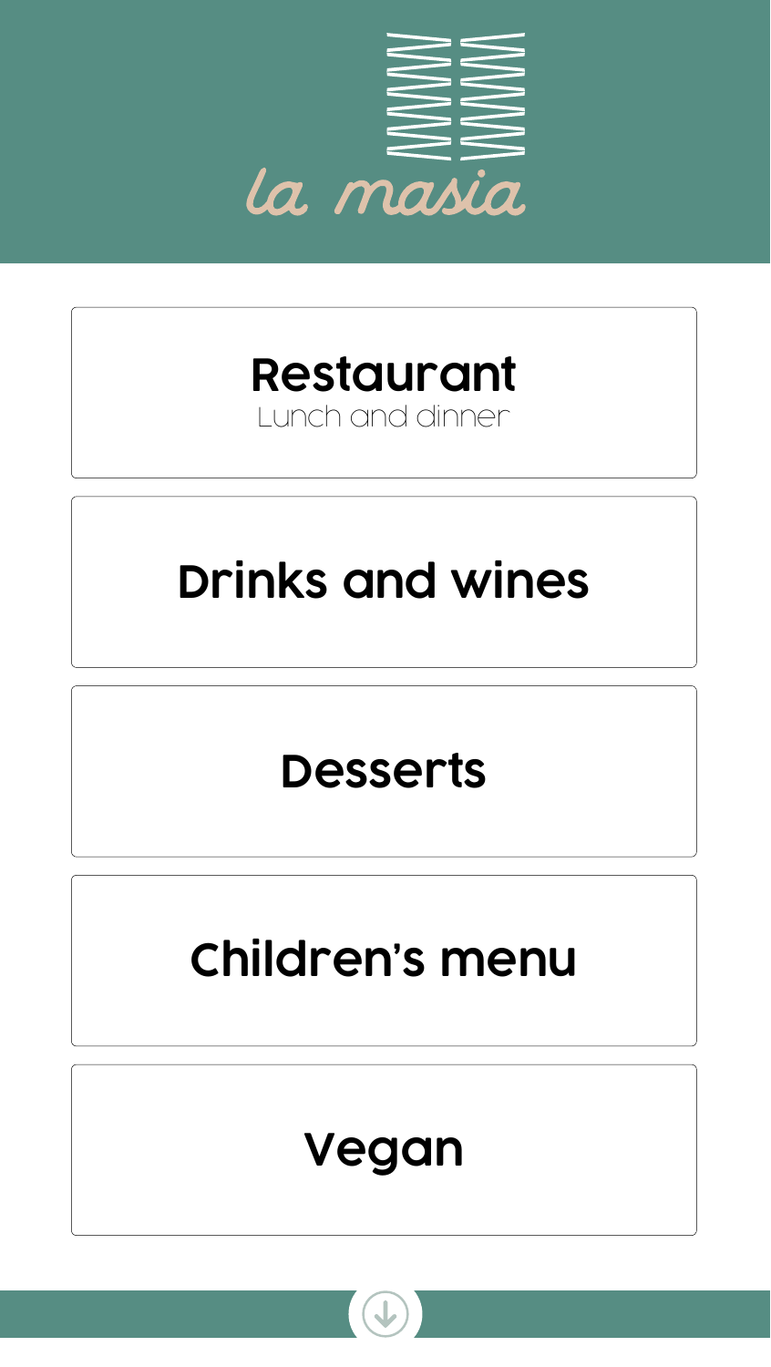# la masia

## Restaurant
Lunch and dinner

## Drinks and wines

## Desserts

## Children's menu

## Vegan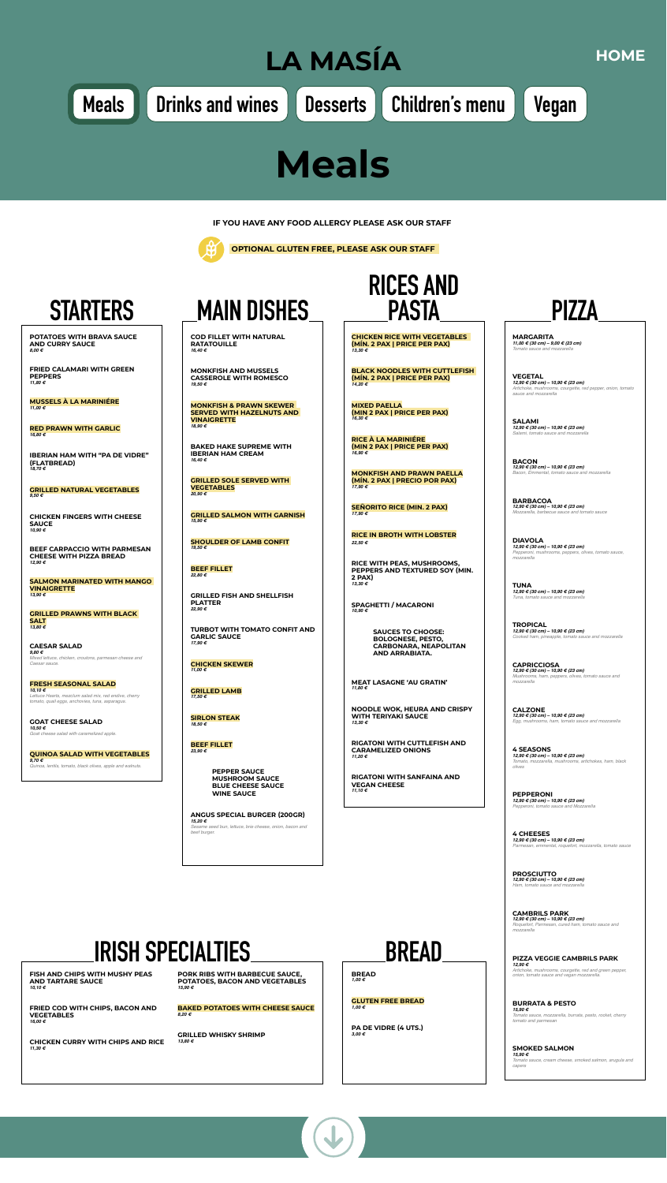# LA MASÍA

HOME

Meals | Drinks and wines | Desserts | Children's menu | Vegan

# Meals

**IF YOU HAVE ANY FOOD ALLERGY PLEASE ASK OUR STAFF**

**OPTIONAL GLUTEN FREE, PLEASE ASK OUR STAFF**

## STARTERS

**POTATOES WITH BRAVA SAUCE AND CURRY SAUCE**
*8,00 €*

**FRIED CALAMARI WITH GREEN PEPPERS**
*11,80 €*

**MUSSELS À LA MARINIÈRE**
*11,00 €*

**RED PRAWN WITH GARLIC**
*16,80 €*

**IBERIAN HAM WITH "PA DE VIDRE" (FLATBREAD)**
*18,70 €*

**GRILLED NATURAL VEGETABLES**
*9,50 €*

**CHICKEN FINGERS WITH CHEESE SAUCE**
*10,90 €*

**BEEF CARPACCIO WITH PARMESAN CHEESE WITH PIZZA BREAD**
*12,90 €*

**SALMON MARINATED WITH MANGO VINAIGRETTE**
*13,90 €*

**GRILLED PRAWNS WITH BLACK SALT**
*13,80 €*

**CAESAR SALAD**
*9,80 €*
*Mixed lettuce, chicken, croutons, parmesan cheese and Caesar sauce.*

**FRESH SEASONAL SALAD**
*10,10 €*
*Lettuce Hearts, mesclum salad mix, red endive, cherry tomato, quail eggs, anchovies, tuna, asparagus.*

**GOAT CHEESE SALAD**
*10,50 €*
*Goat cheese salad with caramelized apple.*

**QUINOA SALAD WITH VEGETABLES**
*9,70 €*
*Quinoa, lentils, tomato, black olives, apple and walnuts.*

## MAIN DISHES

**COD FILLET WITH NATURAL RATATOUILLE**
*16,40 €*

**MONKFISH AND MUSSELS CASSEROLE WITH ROMESCO**
*19,50 €*

**MONKFISH & PRAWN SKEWER SERVED WITH HAZELNUTS AND VINAIGRETTE**
*18,90 €*

**BAKED HAKE SUPREME WITH IBERIAN HAM CREAM**
*16,40 €*

**GRILLED SOLE SERVED WITH VEGETABLES**
*20,90 €*

**GRILLED SALMON WITH GARNISH**
*15,90 €*

**SHOULDER OF LAMB CONFIT**
*19,50 €*

**BEEF FILLET**
*22,80 €*

**GRILLED FISH AND SHELLFISH PLATTER**
*22,90 €*

**TURBOT WITH TOMATO CONFIT AND GARLIC SAUCE**
*17,90 €*

**CHICKEN SKEWER**
*11,00 €*

**GRILLED LAMB**
*17,50 €*

**SIRLON STEAK**
*18,50 €*

**BEEF FILLET**
*23,90 €*

**PEPPER SAUCE**
**MUSHROOM SAUCE**
**BLUE CHEESE SAUCE**
**WINE SAUCE**

**ANGUS SPECIAL BURGER (200GR)**
*15,20 €*
*Sesame seed bun, lettuce, brie cheese, onion, bacon and beef burger.*

## RICES AND PASTA

**CHICKEN RICE WITH VEGETABLES (MÍN. 2 PAX | PRICE PER PAX)**
*13,30 €*

**BLACK NOODLES WITH CUTTLEFISH (MÍN. 2 PAX | PRICE PER PAX)**
*14,20 €*

**MIXED PAELLA (MIN 2 PAX | PRICE PER PAX)**
*16,30 €*

**RICE À LA MARINIÈRE (MIN 2 PAX | PRICE PER PAX)**
*16,90 €*

**MONKFISH AND PRAWN PAELLA (MÍN. 2 PAX | PRECIO POR PAX)**
*17,90 €*

**SEÑORITO RICE (MIN. 2 PAX)**
*17,90 €*

**RICE IN BROTH WITH LOBSTER**
*22,50 €*

**RICE WITH PEAS, MUSHROOMS, PEPPERS AND TEXTURED SOY (MIN. 2 PAX)**
*13,30 €*

**SPAGHETTI / MACARONI**
*10,90 €*

**SAUCES TO CHOOSE: BOLOGNESE, PESTO, CARBONARA, NEAPOLITAN AND ARRABIATA.**

**MEAT LASAGNE 'AU GRATIN'**
*11,80 €*

**NOODLE WOK, HEURA AND CRISPY WITH TERIYAKI SAUCE**
*13,30 €*

**RIGATONI WITH CUTTLEFISH AND CARAMELIZED ONIONS**
*11,20 €*

**RIGATONI WITH SANFAINA AND VEGAN CHEESE**
*11,10 €*

## PIZZA

**MARGARITA**
*11,00 € (30 cm) – 9,00 € (23 cm)*
*Tomato sauce and mozzarella*

**VEGETAL**
*12,90 € (30 cm) – 10,90 € (23 cm)*
*Artichoke, mushrooms, courgette, red pepper, onion, tomato sauce and mozzarella*

**SALAMI**
*12,90 € (30 cm) – 10,90 € (23 cm)*
*Salami, tomato sauce and mozzarella*

**BACON**
*12,90 € (30 cm) – 10,90 € (23 cm)*
*Bacon, Emmental, tomato sauce and mozzarella*

**BARBACOA**
*12,90 € (30 cm) – 10,90 € (23 cm)*
*Mozzarella, barbecue sauce and tomato sauce*

**DIAVOLA**
*12,90 € (30 cm) – 10,90 € (23 cm)*
*Pepperoni, mushrooms, peppers, olives, tomato sauce, mozzarella*

**TUNA**
*12,90 € (30 cm) – 10,90 € (23 cm)*
*Tuna, tomato sauce and mozzarella*

**TROPICAL**
*12,90 € (30 cm) – 10,90 € (23 cm)*
*Cooked ham, pineapple, tomato sauce and mozzarella*

**CAPRICCIOSA**
*12,90 € (30 cm) – 10,90 € (23 cm)*
*Mushrooms, ham, peppers, olives, tomato sauce and mozzarella*

**CALZONE**
*12,90 € (30 cm) – 10,90 € (23 cm)*
*Egg, mushrooms, ham, tomato sauce and mozzarella*

**4 SEASONS**
*12,90 € (30 cm) – 10,90 € (23 cm)*
*Tomato, mozzarella, mushrooms, artichokes, ham, black olives*

**PEPPERONI**
*12,90 € (30 cm) – 10,90 € (23 cm)*
*Pepperoni, tomato sauce and Mozzarella*

**4 CHEESES**
*12,90 € (30 cm) – 10,90 € (23 cm)*
*Parmesan, emmental, roquefort, mozzarella, tomato sauce*

**PROSCIUTTO**
*12,90 € (30 cm) – 10,90 € (23 cm)*
*Ham, tomato sauce and mozzarella*

**CAMBRILS PARK**
*12,90 € (30 cm) – 10,90 € (23 cm)*
*Roquefort, Parmesan, cured ham, tomato sauce and mozzarella*

**PIZZA VEGGIE CAMBRILS PARK**
*12,90 €*
*Artichoke, mushrooms, courgette, red and green pepper, onion, tomato sauce and vegan mozzarella.*

**BURRATA & PESTO**
*15,90 €*
*Tomato sauce, mozzarella, burrata, pesto, rocket, cherry tomato and parmesan*

**SMOKED SALMON**
*15,90 €*
*Tomato sauce, cream cheese, smoked salmon, arugula and capers*

## IRISH SPECIALTIES

**FISH AND CHIPS WITH MUSHY PEAS AND TARTARE SAUCE**
*10,10 €*

**FRIED COD WITH CHIPS, BACON AND VEGETABLES**
*16,00 €*

**CHICKEN CURRY WITH CHIPS AND RICE**
*11,30 €*

**PORK RIBS WITH BARBECUE SAUCE, POTATOES, BACON AND VEGETABLES**
*15,90 €*

**BAKED POTATOES WITH CHEESE SAUCE**
*8,20 €*

**GRILLED WHISKY SHRIMP**
*13,80 €*

## BREAD

**BREAD**
*1,00 €*

**GLUTEN FREE BREAD**
*1,00 €*

**PA DE VIDRE (4 UTS.)**
*3,00 €*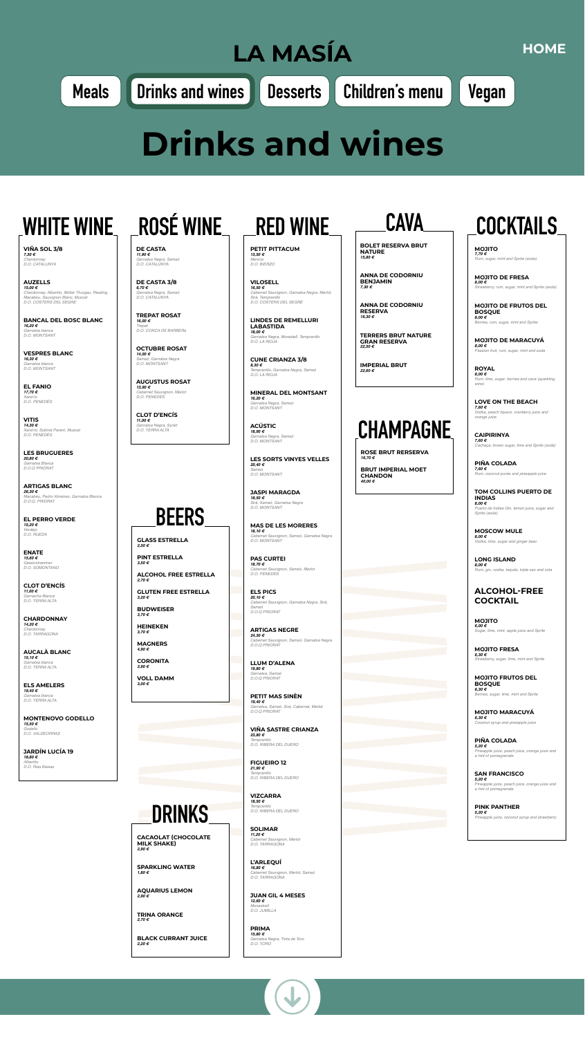# LA MASÍA

HOME

Meals | Drinks and wines | Desserts | Children's menu | Vegan

# Drinks and wines

## WHITE WINE

**VIÑA SOL 3/8**
*7,30 €*
Chardonnay
D.O. CATALUNYA

**AUZELLS**
*15,00 €*
Chardonnay, Albariño, Müller Thurgau, Riesling, Macabeu, Sauvignon Blanc, Muscat
D.O. COSTERS DEL SEGRE

**BANCAL DEL BOSC BLANC**
*16,20 €*
Garnatxa blanca
D.O. MONTSANT

**VESPRES BLANC**
*16,30 €*
Garnatxa blanca
D.O. MONTSANT

**EL FANIO**
*17,70 €*
Xarel·lo
D.O. PENEDÈS

**VITIS**
*14,30 €*
Xarel·lo, Subirat Parent, Muscat
D.O. PENEDÈS

**LES BRUGUERES**
*20,80 €*
Garnatxa Blanca
D.O.Q PRIORAT

**ARTIGAS BLANC**
*26,30 €*
Macabeu, Pedro Ximénez, Garnatxa Blanca
D.O.Q. PRIORAT

**EL PERRO VERDE**
*15,20 €*
Verdejo
D.O. RUEDA

**ENATE**
*15,60 €*
Gewürztraminer
D.O. SOMONTANO

**CLOT D'ENCÍS**
*11,00 €*
Garnacha Blanca
D.O. TERRA ALTA

**CHARDONNAY**
*14,20 €*
Chardonnay
D.O. TARRAGONA

**AUCALÀ BLANC**
*15,10 €*
Garnatxa blanca
D.O. TERRA ALTA

**ELS AMELERS**
*19,40 €*
Garnatxa blanca
D.O. TERRA ALTA

**MONTENOVO GODELLO**
*15,50 €*
Godello
D.O. VALDEORRAS

**JARDÍN LUCÍA 19**
*18,60 €*
Albariño
D.O. Rías Baixas

## ROSÉ WINE

**DE CASTA**
*11,90 €*
Garnatxa Negra, Samsó
D.O. CATALUNYA

**DE CASTA 3/8**
*6,70 €*
Garnatxa Negra, Samsó
D.O. CATALUNYA

**TREPAT ROSAT**
*16,00 €*
Trepat
D.O. CONCA DE BARBERà

**OCTUBRE ROSAT**
*14,00 €*
Samsó, Garnatxa Negra
D.O. MONTSANT

**AUGUSTUS ROSAT**
*13,90 €*
Cabernet Sauvignon, Merlot
D.O. PENEDÈS

**CLOT D'ENCÍS**
*11,00 €*
Garnatxa Negra, Syrah
D.O. TERRA ALTA

## BEERS

**GLASS ESTRELLA**
*2,50 €*

**PINT ESTRELLA**
*3,50 €*

**ALCOHOL FREE ESTRELLA**
*2,70 €*

**GLUTEN FREE ESTRELLA**
*3,20 €*

**BUDWEISER**
*3,70 €*

**HEINEKEN**
*3,70 €*

**MAGNERS**
*4,90 €*

**CORONITA**
*3,50 €*

**VOLL DAMM**
*3,00 €*

## DRINKS

**CACAOLAT (CHOCOLATE MILK SHAKE)**
*2,90 €*

**SPARKLING WATER**
*1,80 €*

**AQUARIUS LEMON**
*2,90 €*

**TRINA ORANGE**
*2,70 €*

**BLACK CURRANT JUICE**
*2,20 €*

## RED WINE

**PETIT PITTACUM**
*13,90 €*
Mencía
D.O. BIERZO

**VILOSELL**
*16,50 €*
Cabernet Sauvignon, Garnatxa Negra, Merlot, Sirà, Tempranillo
D.O. COSTERS DEL SEGRE

**LINDES DE REMELLURI LABASTIDA**
*18,00 €*
Garnatxa Negra, Monastrell, Tempranillo
D.O. LA RIOJA

**CUNE CRIANZA 3/8**
*8,30 €*
Tempranillo, Garnatxa Negra, Samsó
D.O. LA RIOJA

**MINERAL DEL MONTSANT**
*16,20 €*
Garnatxa Negra, Samsó
D.O. MONTSANT

**ACÚSTIC**
*18,90 €*
Garnatxa Negra, Samsó
D.O. MONTSANT

**LES SORTS VINYES VELLES**
*30,40 €*
Samsó
D.O. MONTSANT

**JASPI MARAGDA**
*18,50 €*
Sirà, Samsó, Garnatxa Negra
D.O. MONTSANT

**MAS DE LES MORERES**
*18,10 €*
Cabernet Sauvignon, Samsó, Garnatxa Negra
D.O. MONTSANT

**PAS CURTEI**
*18,70 €*
Cabernet Sauvignon, Samsó, Merlot
D.O. PENEDÈS

**ELS PICS**
*20,10 €*
Cabernet Sauvignon, Garnatxa Negra, Sirà, Samsó
D.O.Q PRIORAT

**ARTIGAS NEGRE**
*24,30 €*
Cabernet Sauvignon, Samsó, Garnatxa Negra
D.O.Q PRIORAT

**LLUM D'ALENA**
*19,80 €*
Garnatxa, Samsó
D.O.Q PRIORAT

**PETIT MAS SINÈN**
*19,40 €*
Garnatxa, Samsó, Sirà, Cabernet, Merlot
D.O.Q PRIORAT

**VIÑA SASTRE CRIANZA**
*23,60 €*
Tempranillo
D.O. RIBERA DEL DUERO

**FIGUEIRO 12**
*21,90 €*
Tempranillo
D.O. RIBERA DEL DUERO

**VIZCARRA**
*18,50 €*
Tempranillo
D.O. RIBERA DEL DUERO

**SOLIMAR**
*11,20 €*
Cabernet Sauvignon, Merlot
D.O. TARRAGONA

**L'ARLEQUÍ**
*16,80 €*
Cabernet Sauvignon, Merlot, Samsó
D.O. TARRAGONA

**JUAN GIL 4 MESES**
*12,60 €*
Monastrell
D.O. JUMILLA

**PRIMA**
*15,80 €*
Garnatxa Negra, Tinta de Toro
D.O. TORO

## CAVA

**BOLET RESERVA BRUT NATURE**
*15,80 €*

**ANNA DE CODORNIU BENJAMIN**
*7,30 €*

**ANNA DE CODORNIU RESERVA**
*16,30 €*

**TERRERS BRUT NATURE GRAN RESERVA**
*22,50 €*

**IMPERIAL BRUT**
*22,60 €*

## CHAMPAGNE

**ROSE BRUT RERSERVA**
*18,70 €*

**BRUT IMPERIAL MOET CHANDON**
*40,00 €*

## COCKTAILS

**MOJITO**
*7,70 €*
Rum, sugar, mint and Sprite (soda).

**MOJITO DE FRESA**
*8,00 €*
Strawberry, rum, sugar, mint and Sprite (soda).

**MOJITO DE FRUTOS DEL BOSQUE**
*8,00 €*
Berries, rum, sugar, mint and Sprite.

**MOJITO DE MARACUYÁ**
*8,00 €*
Passion fruit, rum, sugar, mint and soda

**ROYAL**
*8,00 €*
Rum, lime, sugar, berries and cava (sparkling wine)

**LOVE ON THE BEACH**
*7,60 €*
Vodka, peach liqueur, cranberry juice and orange juice

**CAIPIRINYA**
*7,60 €*
Cachaça, brown sugar, lime and Sprite (soda)

**PIÑA COLADA**
*7,60 €*
Rum, coconut purée and pineapple juice

**TOM COLLINS PUERTO DE INDIAS**
*8,00 €*
Puerto de Indias Gin, lemon juice, sugar and Sprite (soda)

**MOSCOW MULE**
*8,00 €*
Vodka, lime, sugar and ginger beer.

**LONG ISLAND**
*8,00 €*
Rum, gin, vodka, tequila, triple sec and cola

### ALCOHOL-FREE COCKTAIL

**MOJITO**
*6,00 €*
Sugar, lime, mint, apple juice and Sprite

**MOJITO FRESA**
*6,30 €*
Strawberry, sugar, lime, mint and Sprite

**MOJITO FRUTOS DEL BOSQUE**
*6,30 €*
Berries, sugar, lime, mint and Sprite

**MOJITO MARACUYÁ**
*6,30 €*
Coconut syrup and pineapple juice

**PIÑA COLADA**
*5,20 €*
Pineapple juice, peach juice, orange juice and a hint of pomegranate

**SAN FRANCISCO**
*5,20 €*
Pineapple juice, peach juice, orange juice and a hint of pomegranate

**PINK PANTHER**
*5,20 €*
Pineapple juice, coconut syrup and strawberry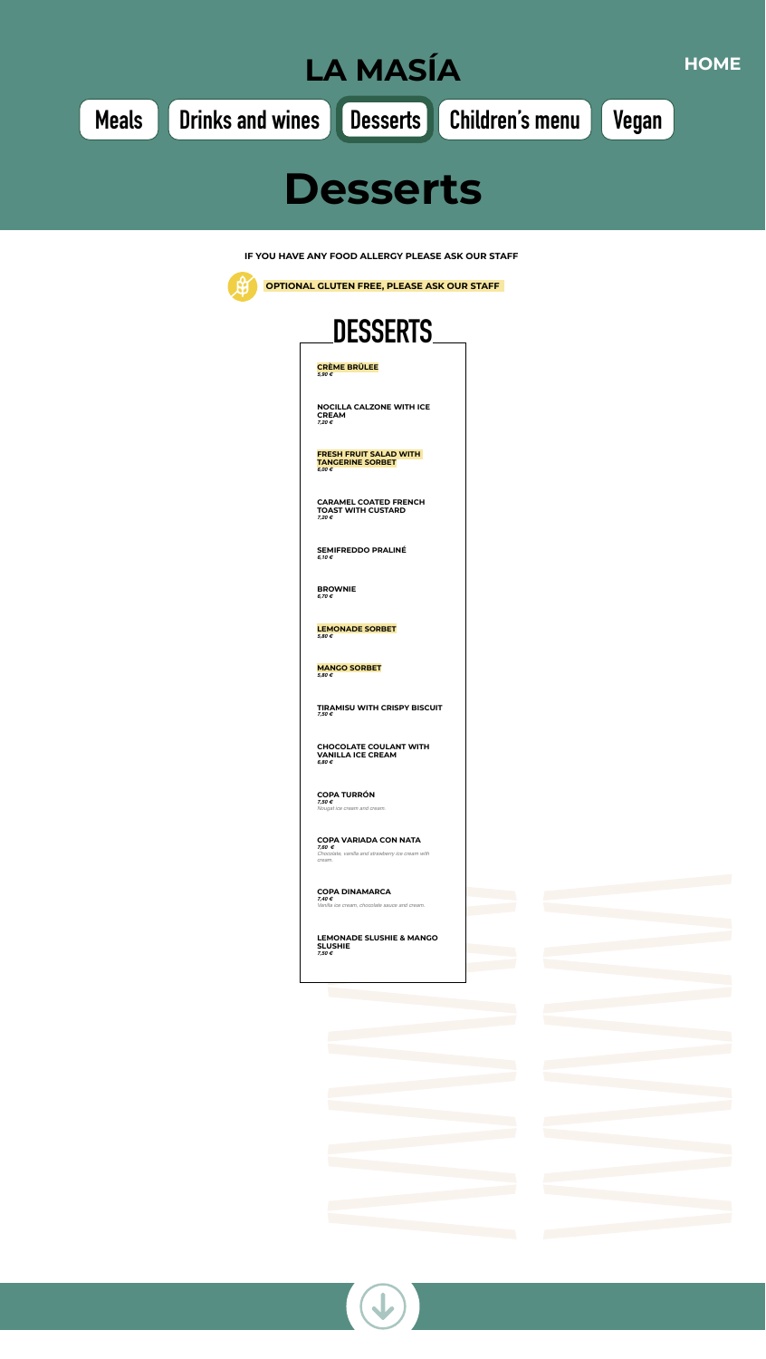# LA MASÍA

HOME

Meals | Drinks and wines | Desserts | Children's menu | Vegan

# Desserts

**IF YOU HAVE ANY FOOD ALLERGY PLEASE ASK OUR STAFF**

**OPTIONAL GLUTEN FREE, PLEASE ASK OUR STAFF**

## DESSERTS

**CRÈME BRÛLEE**
*5,90 €*

**NOCILLA CALZONE WITH ICE CREAM**
*7,20 €*

**FRESH FRUIT SALAD WITH TANGERINE SORBET**
*6,00 €*

**CARAMEL COATED FRENCH TOAST WITH CUSTARD**
*7,20 €*

**SEMIFREDDO PRALINÉ**
*6,10 €*

**BROWNIE**
*6,70 €*

**LEMONADE SORBET**
*5,80 €*

**MANGO SORBET**
*5,80 €*

**TIRAMISU WITH CRISPY BISCUIT**
*7,50 €*

**CHOCOLATE COULANT WITH VANILLA ICE CREAM**
*6,80 €*

**COPA TURRÓN**
*7,50 €*
*Nougat ice cream and cream.*

**COPA VARIADA CON NATA**
*7,60 €*
*Chocolate, vanilla and strawberry ice cream with cream.*

**COPA DINAMARCA**
*7,40 €*
*Vanilla ice cream, chocolate sauce and cream.*

**LEMONADE SLUSHIE & MANGO SLUSHIE**
*7,50 €*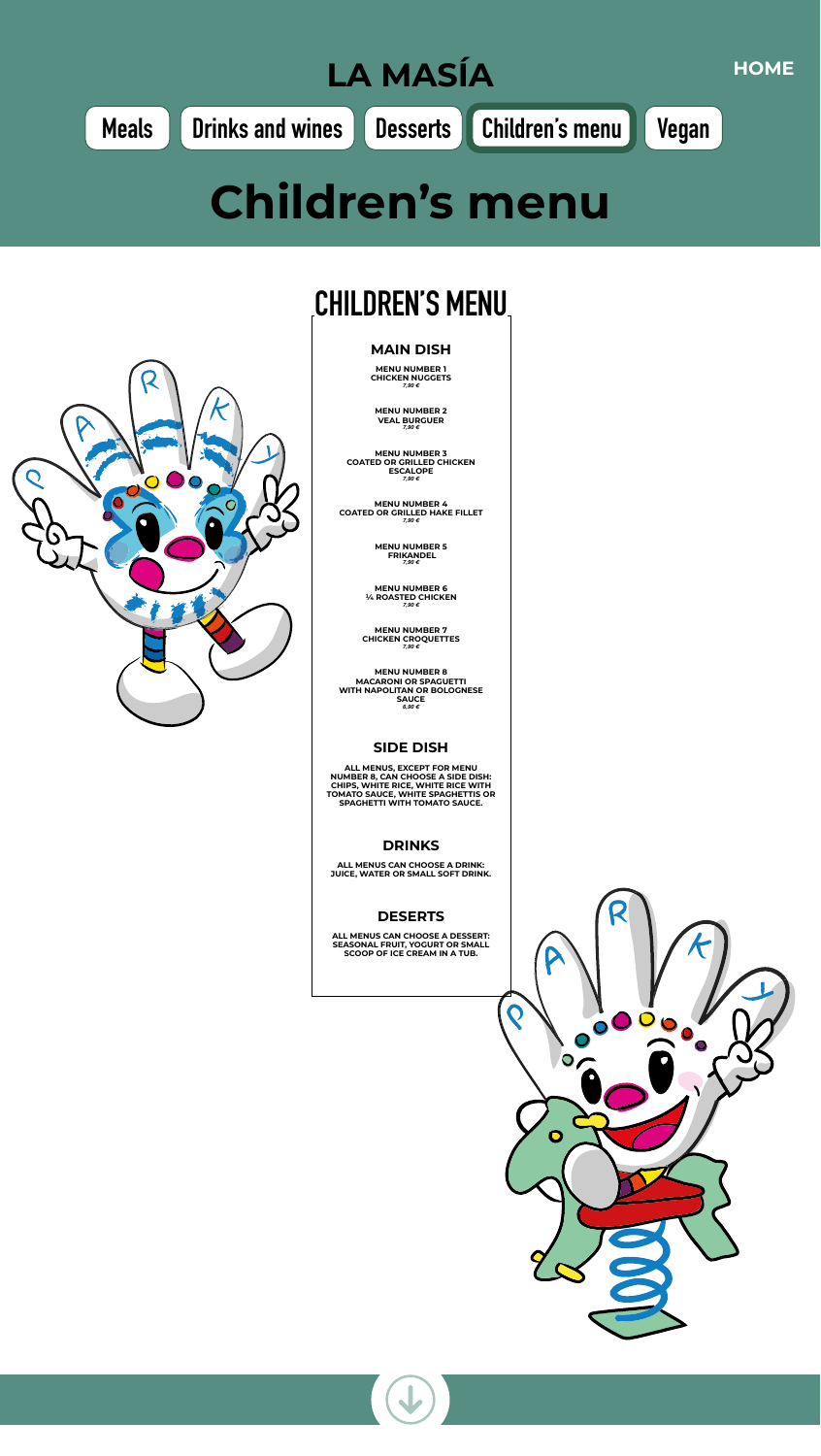# LA MASÍA

HOME

Meals | Drinks and wines | Desserts | Children's menu | Vegan

# Children's menu

## CHILDREN'S MENU

### MAIN DISH

**MENU NUMBER 1**
**CHICKEN NUGGETS**
*7,90 €*

**MENU NUMBER 2**
**VEAL BURGUER**
*7,90 €*

**MENU NUMBER 3**
**COATED OR GRILLED CHICKEN ESCALOPE**
*7,90 €*

**MENU NUMBER 4**
**COATED OR GRILLED HAKE FILLET**
*7,90 €*

**MENU NUMBER 5**
**FRIKANDEL**
*7,90 €*

**MENU NUMBER 6**
**¼ ROASTED CHICKEN**
*7,90 €*

**MENU NUMBER 7**
**CHICKEN CROQUETTES**
*7,90 €*

**MENU NUMBER 8**
**MACARONI OR SPAGUETTI WITH NAPOLITAN OR BOLOGNESE SAUCE**
*6,90 €*

### SIDE DISH

ALL MENUS, EXCEPT FOR MENU NUMBER 8, CAN CHOOSE A SIDE DISH: CHIPS, WHITE RICE, WHITE RICE WITH TOMATO SAUCE, WHITE SPAGHETTIS OR SPAGHETTI WITH TOMATO SAUCE.

### DRINKS

ALL MENUS CAN CHOOSE A DRINK: JUICE, WATER OR SMALL SOFT DRINK.

### DESERTS

ALL MENUS CAN CHOOSE A DESSERT: SEASONAL FRUIT, YOGURT OR SMALL SCOOP OF ICE CREAM IN A TUB.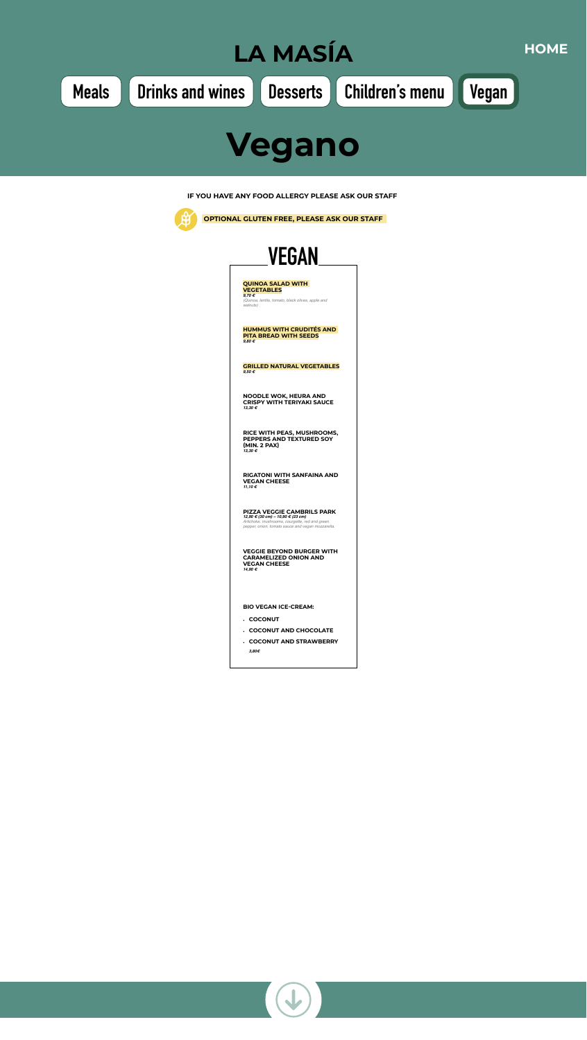# LA MASÍA

HOME

Meals | Drinks and wines | Desserts | Children's menu | Vegan

# Vegano

**IF YOU HAVE ANY FOOD ALLERGY PLEASE ASK OUR STAFF**

**OPTIONAL GLUTEN FREE, PLEASE ASK OUR STAFF**

## VEGAN

**QUINOA SALAD WITH VEGETABLES**
*9,70 €*
*(Quinoa, lentils, tomato, black olives, apple and walnuts)*

**HUMMUS WITH CRUDITÉS AND PITA BREAD WITH SEEDS**
*9,80 €*

**GRILLED NATURAL VEGETABLES**
*9,50 €*

**NOODLE WOK, HEURA AND CRISPY WITH TERIYAKI SAUCE**
*13,30 €*

**RICE WITH PEAS, MUSHROOMS, PEPPERS AND TEXTURED SOY (MIN. 2 PAX)**
*13,30 €*

**RIGATONI WITH SANFAINA AND VEGAN CHEESE**
*11,10 €*

**PIZZA VEGGIE CAMBRILS PARK**
*12,90 € (30 cm) – 10,90 € (23 cm)*
*Artichoke, mushrooms, courgette, red and green pepper, onion, tomato sauce and vegan mozzarella.*

**VEGGIE BEYOND BURGER WITH CARAMELIZED ONION AND VEGAN CHEESE**
*14,90 €*

**BIO VEGAN ICE-CREAM:**

- **COCONUT**
- **COCONUT AND CHOCOLATE**
- **COCONUT AND STRAWBERRY**

*3,80€*